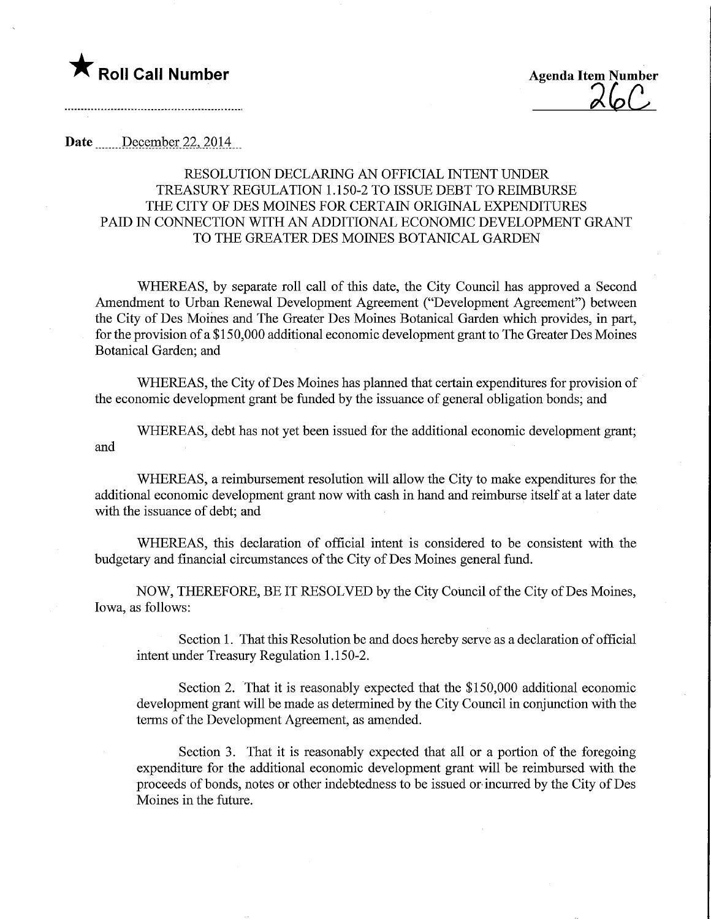★ **Roll Call Number**

**Agenda Item Number**
26C

**Date** December 22, 2014

RESOLUTION DECLARING AN OFFICIAL INTENT UNDER TREASURY REGULATION 1.150-2 TO ISSUE DEBT TO REIMBURSE THE CITY OF DES MOINES FOR CERTAIN ORIGINAL EXPENDITURES PAID IN CONNECTION WITH AN ADDITIONAL ECONOMIC DEVELOPMENT GRANT TO THE GREATER DES MOINES BOTANICAL GARDEN

WHEREAS, by separate roll call of this date, the City Council has approved a Second Amendment to Urban Renewal Development Agreement ("Development Agreement") between the City of Des Moines and The Greater Des Moines Botanical Garden which provides, in part, for the provision of a $150,000 additional economic development grant to The Greater Des Moines Botanical Garden; and

WHEREAS, the City of Des Moines has planned that certain expenditures for provision of the economic development grant be funded by the issuance of general obligation bonds; and

WHEREAS, debt has not yet been issued for the additional economic development grant; and

WHEREAS, a reimbursement resolution will allow the City to make expenditures for the additional economic development grant now with cash in hand and reimburse itself at a later date with the issuance of debt; and

WHEREAS, this declaration of official intent is considered to be consistent with the budgetary and financial circumstances of the City of Des Moines general fund.

NOW, THEREFORE, BE IT RESOLVED by the City Council of the City of Des Moines, Iowa, as follows:

Section 1. That this Resolution be and does hereby serve as a declaration of official intent under Treasury Regulation 1.150-2.

Section 2. That it is reasonably expected that the $150,000 additional economic development grant will be made as determined by the City Council in conjunction with the terms of the Development Agreement, as amended.

Section 3. That it is reasonably expected that all or a portion of the foregoing expenditure for the additional economic development grant will be reimbursed with the proceeds of bonds, notes or other indebtedness to be issued or incurred by the City of Des Moines in the future.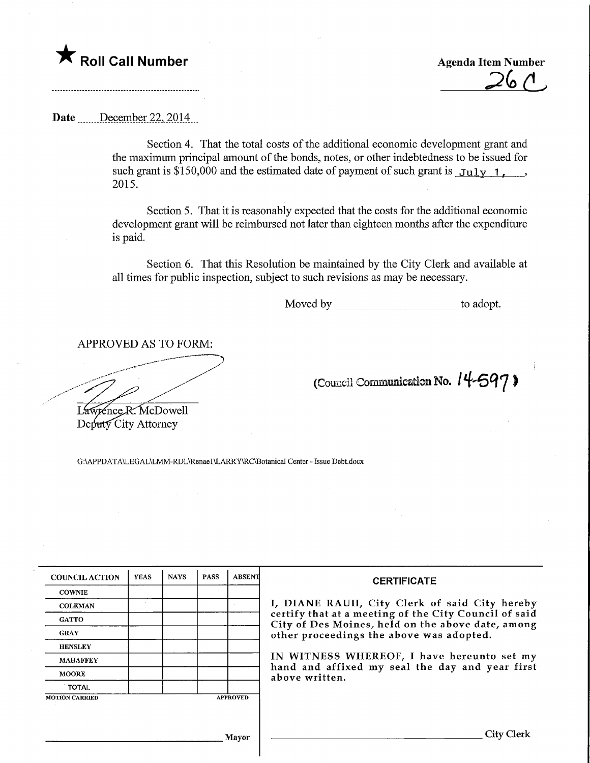★ **Roll Call Number**

**Agenda Item Number**
26 C

Date December 22, 2014

Section 4. That the total costs of the additional economic development grant and the maximum principal amount of the bonds, notes, or other indebtedness to be issued for such grant is $150,000 and the estimated date of payment of such grant is July 1, 2015.

Section 5. That it is reasonably expected that the costs for the additional economic development grant will be reimbursed not later than eighteen months after the expenditure is paid.

Section 6. That this Resolution be maintained by the City Clerk and available at all times for public inspection, subject to such revisions as may be necessary.

Moved by ____________________ to adopt.

APPROVED AS TO FORM:

Lawrence R. McDowell
Deputy City Attorney

(Council Communication No. 14-597)

G:\APPDATA\LEGAL\LMM-RDL\Renae1\LARRY\RC\Botanical Center - Issue Debt.docx

| COUNCIL ACTION | YEAS | NAYS | PASS | ABSENT |
|---|---|---|---|---|
| COWNIE | | | | |
| COLEMAN | | | | |
| GATTO | | | | |
| GRAY | | | | |
| HENSLEY | | | | |
| MAHAFFEY | | | | |
| MOORE | | | | |
| TOTAL | | | | |

MOTION CARRIED APPROVED

____________________ Mayor

**CERTIFICATE**

I, DIANE RAUH, City Clerk of said City hereby certify that at a meeting of the City Council of said City of Des Moines, held on the above date, among other proceedings the above was adopted.

IN WITNESS WHEREOF, I have hereunto set my hand and affixed my seal the day and year first above written.

____________________ City Clerk